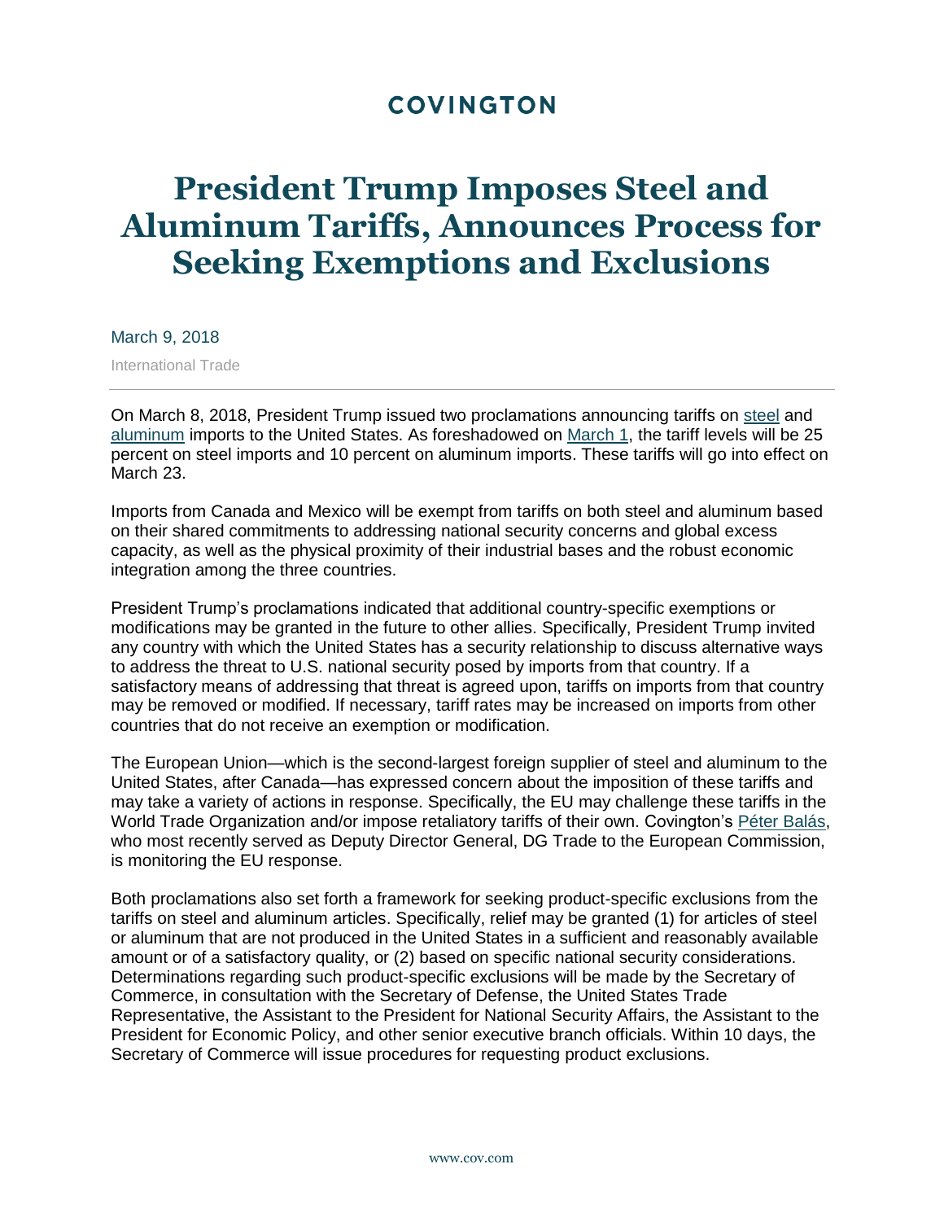COVINGTON

# President Trump Imposes Steel and Aluminum Tariffs, Announces Process for Seeking Exemptions and Exclusions

March 9, 2018

International Trade

On March 8, 2018, President Trump issued two proclamations announcing tariffs on steel and aluminum imports to the United States. As foreshadowed on March 1, the tariff levels will be 25 percent on steel imports and 10 percent on aluminum imports. These tariffs will go into effect on March 23.

Imports from Canada and Mexico will be exempt from tariffs on both steel and aluminum based on their shared commitments to addressing national security concerns and global excess capacity, as well as the physical proximity of their industrial bases and the robust economic integration among the three countries.

President Trump's proclamations indicated that additional country-specific exemptions or modifications may be granted in the future to other allies. Specifically, President Trump invited any country with which the United States has a security relationship to discuss alternative ways to address the threat to U.S. national security posed by imports from that country. If a satisfactory means of addressing that threat is agreed upon, tariffs on imports from that country may be removed or modified. If necessary, tariff rates may be increased on imports from other countries that do not receive an exemption or modification.

The European Union—which is the second-largest foreign supplier of steel and aluminum to the United States, after Canada—has expressed concern about the imposition of these tariffs and may take a variety of actions in response. Specifically, the EU may challenge these tariffs in the World Trade Organization and/or impose retaliatory tariffs of their own. Covington's Péter Balás, who most recently served as Deputy Director General, DG Trade to the European Commission, is monitoring the EU response.

Both proclamations also set forth a framework for seeking product-specific exclusions from the tariffs on steel and aluminum articles. Specifically, relief may be granted (1) for articles of steel or aluminum that are not produced in the United States in a sufficient and reasonably available amount or of a satisfactory quality, or (2) based on specific national security considerations. Determinations regarding such product-specific exclusions will be made by the Secretary of Commerce, in consultation with the Secretary of Defense, the United States Trade Representative, the Assistant to the President for National Security Affairs, the Assistant to the President for Economic Policy, and other senior executive branch officials. Within 10 days, the Secretary of Commerce will issue procedures for requesting product exclusions.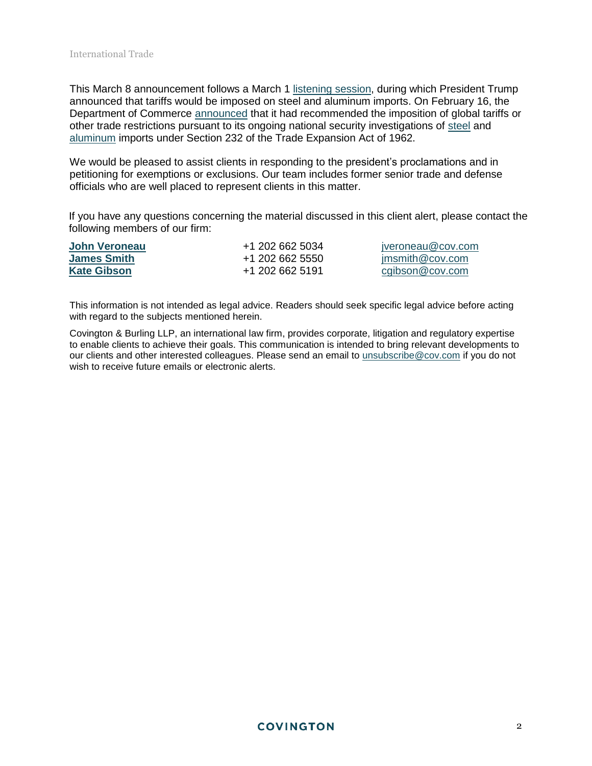This March 8 announcement follows a March 1 listening session, during which President Trump announced that tariffs would be imposed on steel and aluminum imports. On February 16, the Department of Commerce announced that it had recommended the imposition of global tariffs or other trade restrictions pursuant to its ongoing national security investigations of steel and aluminum imports under Section 232 of the Trade Expansion Act of 1962.

We would be pleased to assist clients in responding to the president's proclamations and in petitioning for exemptions or exclusions. Our team includes former senior trade and defense officials who are well placed to represent clients in this matter.

If you have any questions concerning the material discussed in this client alert, please contact the following members of our firm:

| | | |
|---|---|---|
| **John Veroneau** | +1 202 662 5034 | jveroneau@cov.com |
| **James Smith** | +1 202 662 5550 | jmsmith@cov.com |
| **Kate Gibson** | +1 202 662 5191 | cgibson@cov.com |

This information is not intended as legal advice. Readers should seek specific legal advice before acting with regard to the subjects mentioned herein.

Covington & Burling LLP, an international law firm, provides corporate, litigation and regulatory expertise to enable clients to achieve their goals. This communication is intended to bring relevant developments to our clients and other interested colleagues. Please send an email to unsubscribe@cov.com if you do not wish to receive future emails or electronic alerts.